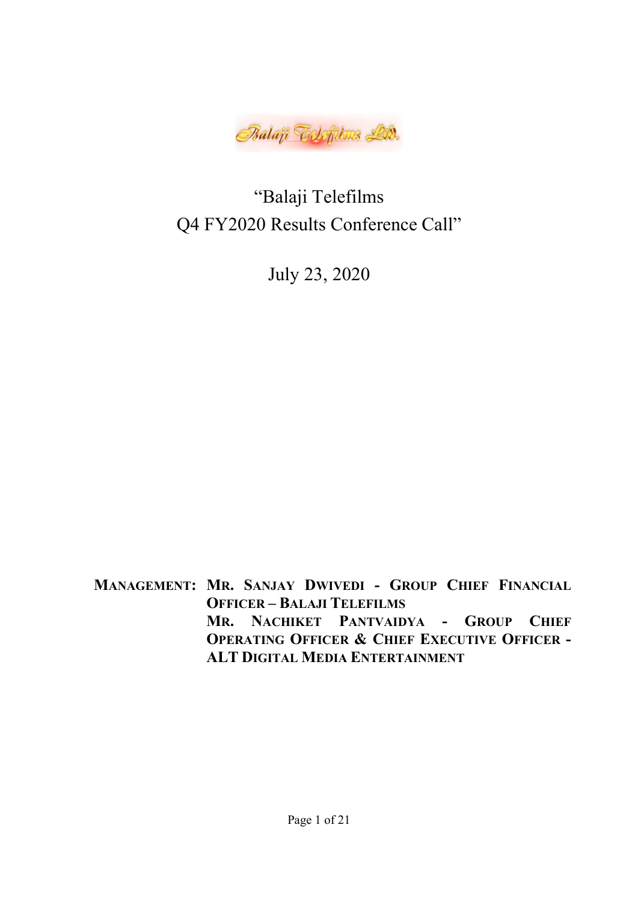# "Balaji Telefilms Q4 FY2020 Results Conference Call"

July 23, 2020

**MANAGEMENT: MR. SANJAY DWIVEDI - GROUP CHIEF FINANCIAL OFFICER – BALAJI TELEFILMS**

**MR. NACHIKET PANTVAIDYA - GROUP CHIEF OPERATING OFFICER & CHIEF EXECUTIVE OFFICER - ALT DIGITAL MEDIA ENTERTAINMENT**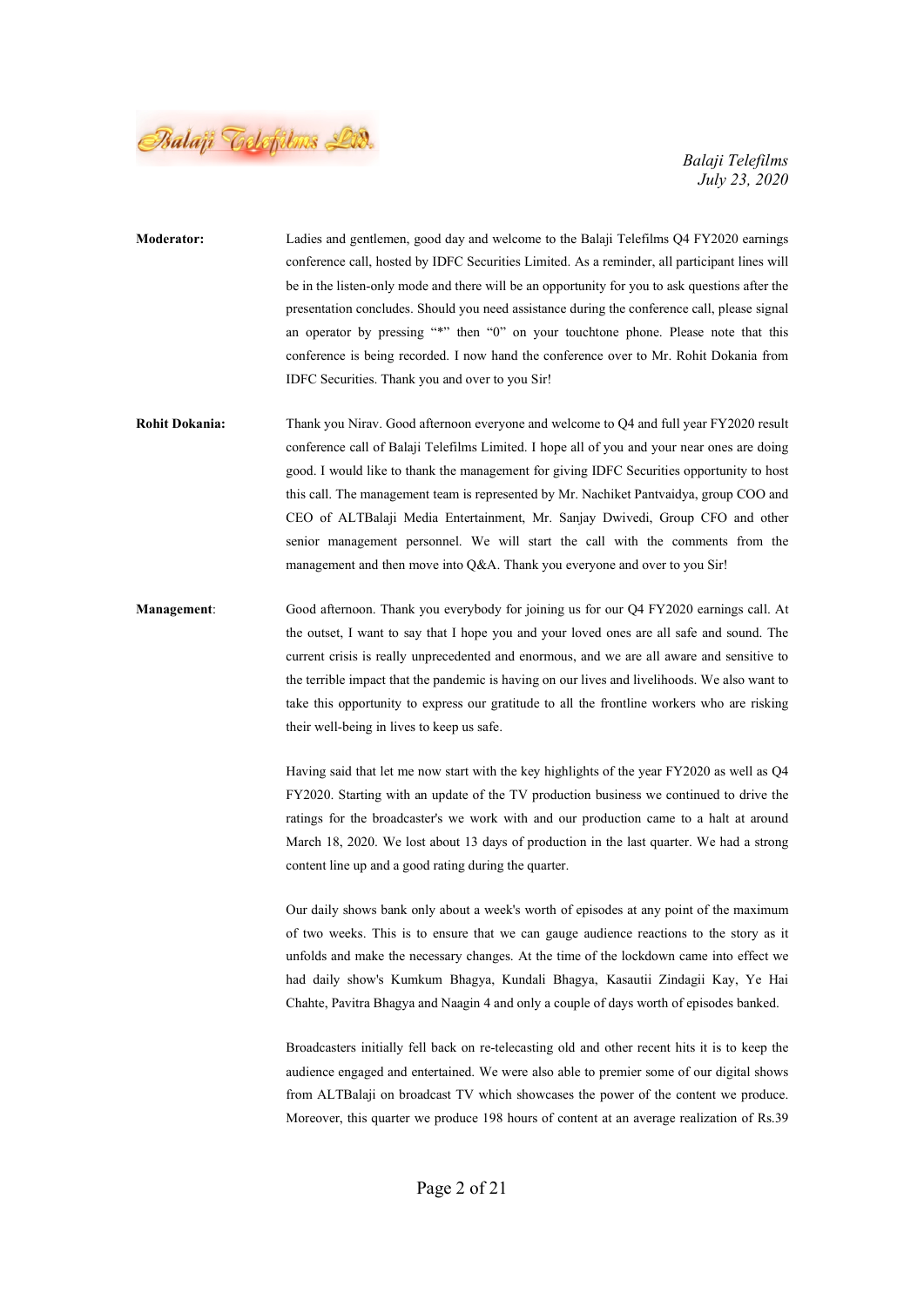**Moderator:** Ladies and gentlemen, good day and welcome to the Balaji Telefilms Q4 FY2020 earnings conference call, hosted by IDFC Securities Limited. As a reminder, all participant lines will be in the listen-only mode and there will be an opportunity for you to ask questions after the presentation concludes. Should you need assistance during the conference call, please signal an operator by pressing "*" then "0" on your touchtone phone. Please note that this conference is being recorded. I now hand the conference over to Mr. Rohit Dokania from IDFC Securities. Thank you and over to you Sir!

**Rohit Dokania:** Thank you Nirav. Good afternoon everyone and welcome to Q4 and full year FY2020 result conference call of Balaji Telefilms Limited. I hope all of you and your near ones are doing good. I would like to thank the management for giving IDFC Securities opportunity to host this call. The management team is represented by Mr. Nachiket Pantvaidya, group COO and CEO of ALTBalaji Media Entertainment, Mr. Sanjay Dwivedi, Group CFO and other senior management personnel. We will start the call with the comments from the management and then move into Q&A. Thank you everyone and over to you Sir!

**Management:** Good afternoon. Thank you everybody for joining us for our Q4 FY2020 earnings call. At the outset, I want to say that I hope you and your loved ones are all safe and sound. The current crisis is really unprecedented and enormous, and we are all aware and sensitive to the terrible impact that the pandemic is having on our lives and livelihoods. We also want to take this opportunity to express our gratitude to all the frontline workers who are risking their well-being in lives to keep us safe.

Having said that let me now start with the key highlights of the year FY2020 as well as Q4 FY2020. Starting with an update of the TV production business we continued to drive the ratings for the broadcaster's we work with and our production came to a halt at around March 18, 2020. We lost about 13 days of production in the last quarter. We had a strong content line up and a good rating during the quarter.

Our daily shows bank only about a week's worth of episodes at any point of the maximum of two weeks. This is to ensure that we can gauge audience reactions to the story as it unfolds and make the necessary changes. At the time of the lockdown came into effect we had daily show's Kumkum Bhagya, Kundali Bhagya, Kasautii Zindagii Kay, Ye Hai Chahte, Pavitra Bhagya and Naagin 4 and only a couple of days worth of episodes banked.

Broadcasters initially fell back on re-telecasting old and other recent hits it is to keep the audience engaged and entertained. We were also able to premier some of our digital shows from ALTBalaji on broadcast TV which showcases the power of the content we produce. Moreover, this quarter we produce 198 hours of content at an average realization of Rs.39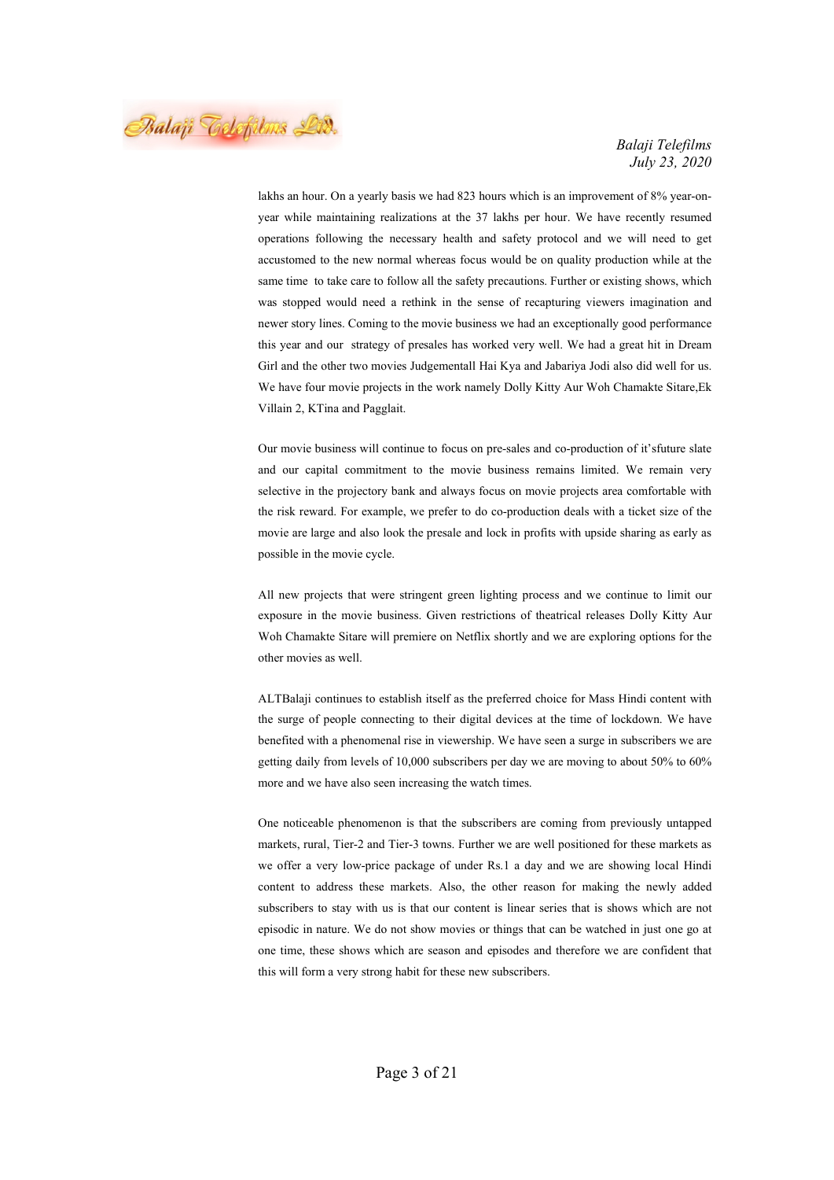lakhs an hour. On a yearly basis we had 823 hours which is an improvement of 8% year-on-year while maintaining realizations at the 37 lakhs per hour. We have recently resumed operations following the necessary health and safety protocol and we will need to get accustomed to the new normal whereas focus would be on quality production while at the same time to take care to follow all the safety precautions. Further or existing shows, which was stopped would need a rethink in the sense of recapturing viewers imagination and newer story lines. Coming to the movie business we had an exceptionally good performance this year and our strategy of presales has worked very well. We had a great hit in Dream Girl and the other two movies Judgementall Hai Kya and Jabariya Jodi also did well for us. We have four movie projects in the work namely Dolly Kitty Aur Woh Chamakte Sitare,Ek Villain 2, KTina and Pagglait.

Our movie business will continue to focus on pre-sales and co-production of it'sfuture slate and our capital commitment to the movie business remains limited. We remain very selective in the projectory bank and always focus on movie projects area comfortable with the risk reward. For example, we prefer to do co-production deals with a ticket size of the movie are large and also look the presale and lock in profits with upside sharing as early as possible in the movie cycle.

All new projects that were stringent green lighting process and we continue to limit our exposure in the movie business. Given restrictions of theatrical releases Dolly Kitty Aur Woh Chamakte Sitare will premiere on Netflix shortly and we are exploring options for the other movies as well.

ALTBalaji continues to establish itself as the preferred choice for Mass Hindi content with the surge of people connecting to their digital devices at the time of lockdown. We have benefited with a phenomenal rise in viewership. We have seen a surge in subscribers we are getting daily from levels of 10,000 subscribers per day we are moving to about 50% to 60% more and we have also seen increasing the watch times.

One noticeable phenomenon is that the subscribers are coming from previously untapped markets, rural, Tier-2 and Tier-3 towns. Further we are well positioned for these markets as we offer a very low-price package of under Rs.1 a day and we are showing local Hindi content to address these markets. Also, the other reason for making the newly added subscribers to stay with us is that our content is linear series that is shows which are not episodic in nature. We do not show movies or things that can be watched in just one go at one time, these shows which are season and episodes and therefore we are confident that this will form a very strong habit for these new subscribers.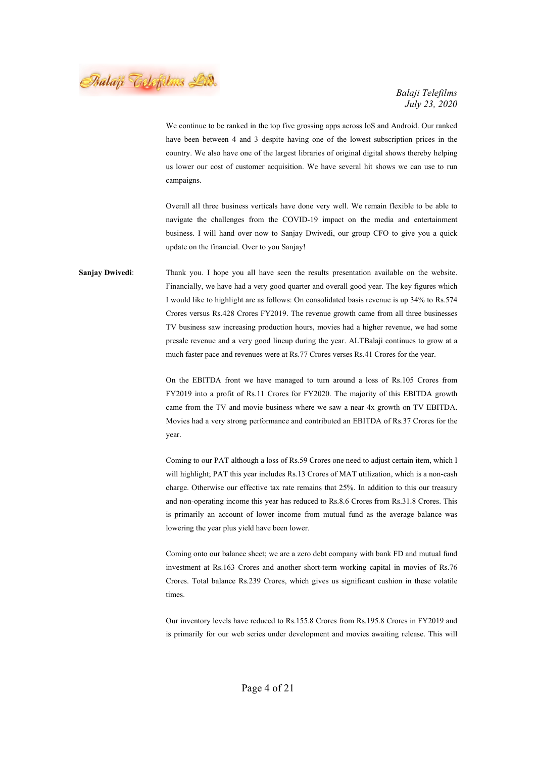We continue to be ranked in the top five grossing apps across IoS and Android. Our ranked have been between 4 and 3 despite having one of the lowest subscription prices in the country. We also have one of the largest libraries of original digital shows thereby helping us lower our cost of customer acquisition. We have several hit shows we can use to run campaigns.

Overall all three business verticals have done very well. We remain flexible to be able to navigate the challenges from the COVID-19 impact on the media and entertainment business. I will hand over now to Sanjay Dwivedi, our group CFO to give you a quick update on the financial. Over to you Sanjay!

**Sanjay Dwivedi**: Thank you. I hope you all have seen the results presentation available on the website. Financially, we have had a very good quarter and overall good year. The key figures which I would like to highlight are as follows: On consolidated basis revenue is up 34% to Rs.574 Crores versus Rs.428 Crores FY2019. The revenue growth came from all three businesses TV business saw increasing production hours, movies had a higher revenue, we had some presale revenue and a very good lineup during the year. ALTBalaji continues to grow at a much faster pace and revenues were at Rs.77 Crores verses Rs.41 Crores for the year.

On the EBITDA front we have managed to turn around a loss of Rs.105 Crores from FY2019 into a profit of Rs.11 Crores for FY2020. The majority of this EBITDA growth came from the TV and movie business where we saw a near 4x growth on TV EBITDA. Movies had a very strong performance and contributed an EBITDA of Rs.37 Crores for the year.

Coming to our PAT although a loss of Rs.59 Crores one need to adjust certain item, which I will highlight; PAT this year includes Rs.13 Crores of MAT utilization, which is a non-cash charge. Otherwise our effective tax rate remains that 25%. In addition to this our treasury and non-operating income this year has reduced to Rs.8.6 Crores from Rs.31.8 Crores. This is primarily an account of lower income from mutual fund as the average balance was lowering the year plus yield have been lower.

Coming onto our balance sheet; we are a zero debt company with bank FD and mutual fund investment at Rs.163 Crores and another short-term working capital in movies of Rs.76 Crores. Total balance Rs.239 Crores, which gives us significant cushion in these volatile times.

Our inventory levels have reduced to Rs.155.8 Crores from Rs.195.8 Crores in FY2019 and is primarily for our web series under development and movies awaiting release. This will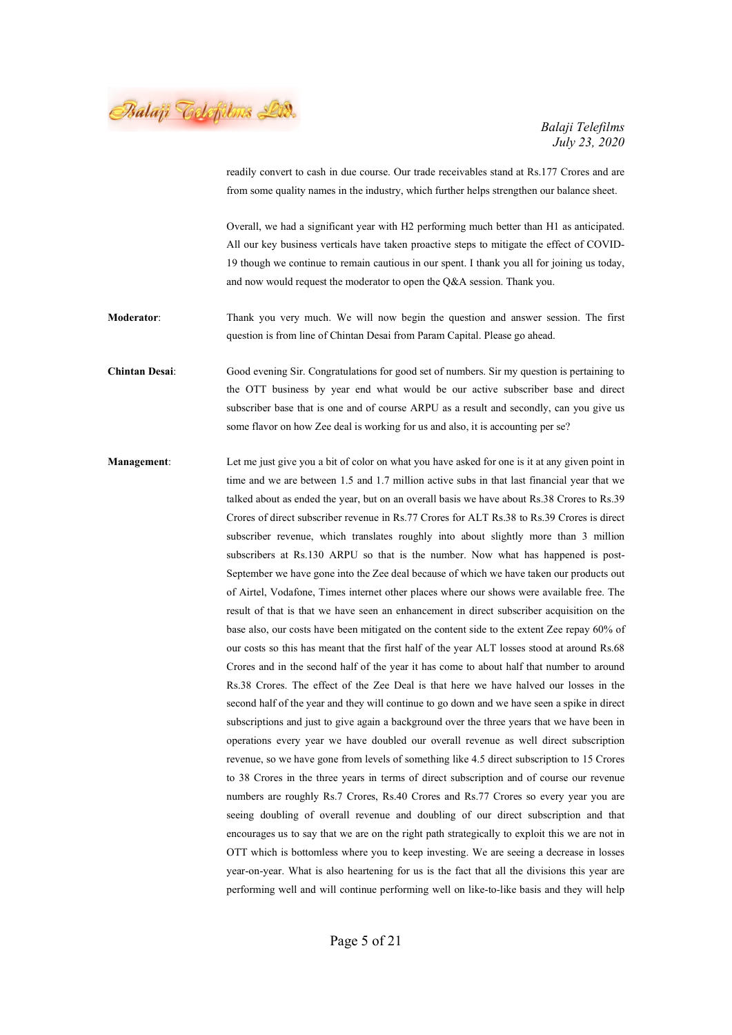readily convert to cash in due course. Our trade receivables stand at Rs.177 Crores and are from some quality names in the industry, which further helps strengthen our balance sheet.

Overall, we had a significant year with H2 performing much better than H1 as anticipated. All our key business verticals have taken proactive steps to mitigate the effect of COVID-19 though we continue to remain cautious in our spent. I thank you all for joining us today, and now would request the moderator to open the Q&A session. Thank you.

**Moderator**: Thank you very much. We will now begin the question and answer session. The first question is from line of Chintan Desai from Param Capital. Please go ahead.

**Chintan Desai**: Good evening Sir. Congratulations for good set of numbers. Sir my question is pertaining to the OTT business by year end what would be our active subscriber base and direct subscriber base that is one and of course ARPU as a result and secondly, can you give us some flavor on how Zee deal is working for us and also, it is accounting per se?

**Management**: Let me just give you a bit of color on what you have asked for one is it at any given point in time and we are between 1.5 and 1.7 million active subs in that last financial year that we talked about as ended the year, but on an overall basis we have about Rs.38 Crores to Rs.39 Crores of direct subscriber revenue in Rs.77 Crores for ALT Rs.38 to Rs.39 Crores is direct subscriber revenue, which translates roughly into about slightly more than 3 million subscribers at Rs.130 ARPU so that is the number. Now what has happened is post-September we have gone into the Zee deal because of which we have taken our products out of Airtel, Vodafone, Times internet other places where our shows were available free. The result of that is that we have seen an enhancement in direct subscriber acquisition on the base also, our costs have been mitigated on the content side to the extent Zee repay 60% of our costs so this has meant that the first half of the year ALT losses stood at around Rs.68 Crores and in the second half of the year it has come to about half that number to around Rs.38 Crores. The effect of the Zee Deal is that here we have halved our losses in the second half of the year and they will continue to go down and we have seen a spike in direct subscriptions and just to give again a background over the three years that we have been in operations every year we have doubled our overall revenue as well direct subscription revenue, so we have gone from levels of something like 4.5 direct subscription to 15 Crores to 38 Crores in the three years in terms of direct subscription and of course our revenue numbers are roughly Rs.7 Crores, Rs.40 Crores and Rs.77 Crores so every year you are seeing doubling of overall revenue and doubling of our direct subscription and that encourages us to say that we are on the right path strategically to exploit this we are not in OTT which is bottomless where you to keep investing. We are seeing a decrease in losses year-on-year. What is also heartening for us is the fact that all the divisions this year are performing well and will continue performing well on like-to-like basis and they will help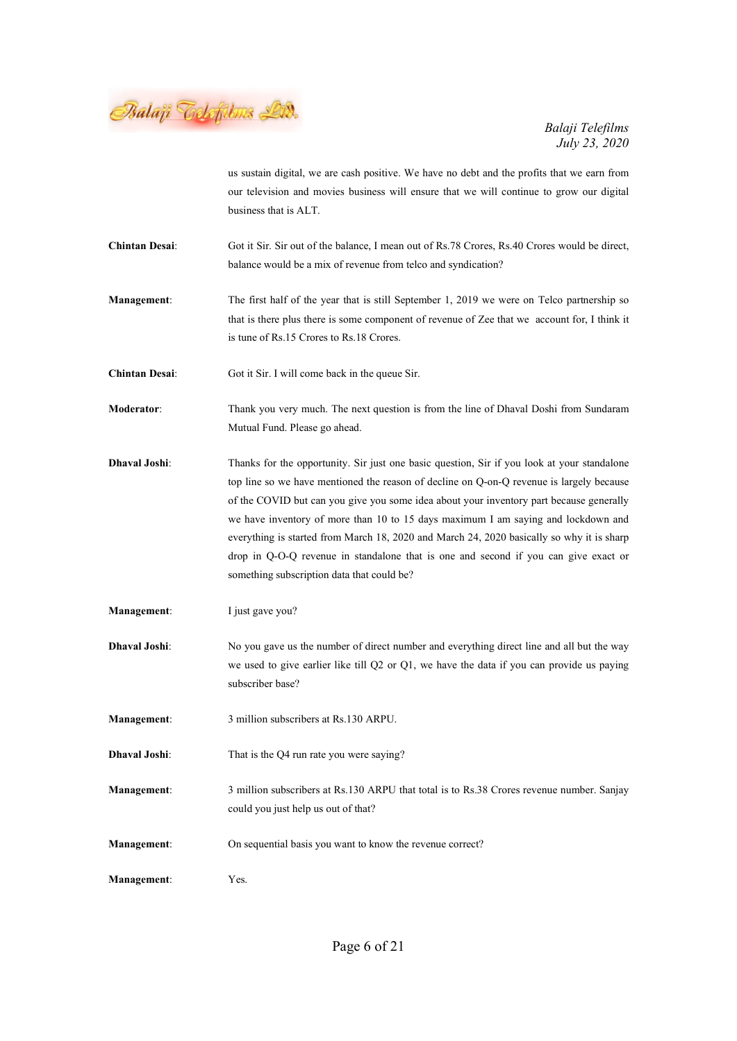us sustain digital, we are cash positive. We have no debt and the profits that we earn from our television and movies business will ensure that we will continue to grow our digital business that is ALT.

**Chintan Desai**: Got it Sir. Sir out of the balance, I mean out of Rs.78 Crores, Rs.40 Crores would be direct, balance would be a mix of revenue from telco and syndication?

**Management**: The first half of the year that is still September 1, 2019 we were on Telco partnership so that is there plus there is some component of revenue of Zee that we account for, I think it is tune of Rs.15 Crores to Rs.18 Crores.

**Chintan Desai**: Got it Sir. I will come back in the queue Sir.

**Moderator**: Thank you very much. The next question is from the line of Dhaval Doshi from Sundaram Mutual Fund. Please go ahead.

**Dhaval Joshi**: Thanks for the opportunity. Sir just one basic question, Sir if you look at your standalone top line so we have mentioned the reason of decline on Q-on-Q revenue is largely because of the COVID but can you give you some idea about your inventory part because generally we have inventory of more than 10 to 15 days maximum I am saying and lockdown and everything is started from March 18, 2020 and March 24, 2020 basically so why it is sharp drop in Q-O-Q revenue in standalone that is one and second if you can give exact or something subscription data that could be?

**Management**: I just gave you?

**Dhaval Joshi**: No you gave us the number of direct number and everything direct line and all but the way we used to give earlier like till Q2 or Q1, we have the data if you can provide us paying subscriber base?

**Management**: 3 million subscribers at Rs.130 ARPU.

**Dhaval Joshi**: That is the Q4 run rate you were saying?

**Management**: 3 million subscribers at Rs.130 ARPU that total is to Rs.38 Crores revenue number. Sanjay could you just help us out of that?

**Management**: On sequential basis you want to know the revenue correct?

**Management**: Yes.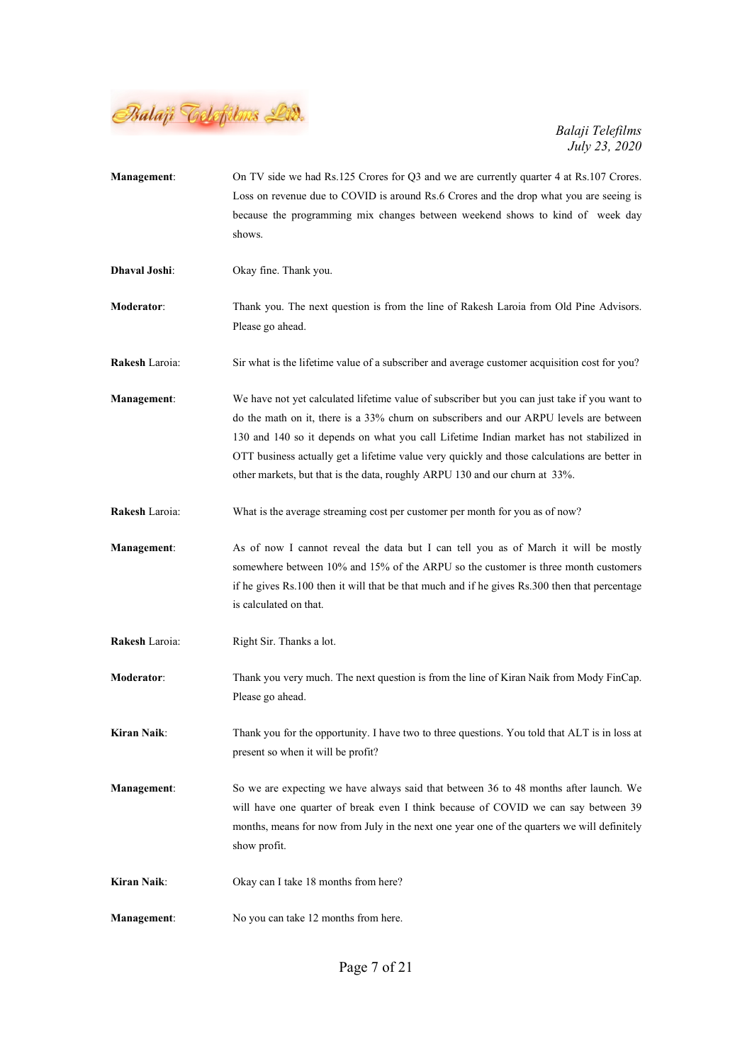**Management**: On TV side we had Rs.125 Crores for Q3 and we are currently quarter 4 at Rs.107 Crores. Loss on revenue due to COVID is around Rs.6 Crores and the drop what you are seeing is because the programming mix changes between weekend shows to kind of week day shows.

**Dhaval Joshi**: Okay fine. Thank you.

**Moderator**: Thank you. The next question is from the line of Rakesh Laroia from Old Pine Advisors. Please go ahead.

**Rakesh** Laroia: Sir what is the lifetime value of a subscriber and average customer acquisition cost for you?

**Management**: We have not yet calculated lifetime value of subscriber but you can just take if you want to do the math on it, there is a 33% churn on subscribers and our ARPU levels are between 130 and 140 so it depends on what you call Lifetime Indian market has not stabilized in OTT business actually get a lifetime value very quickly and those calculations are better in other markets, but that is the data, roughly ARPU 130 and our churn at 33%.

**Rakesh** Laroia: What is the average streaming cost per customer per month for you as of now?

**Management**: As of now I cannot reveal the data but I can tell you as of March it will be mostly somewhere between 10% and 15% of the ARPU so the customer is three month customers if he gives Rs.100 then it will that be that much and if he gives Rs.300 then that percentage is calculated on that.

**Rakesh** Laroia: Right Sir. Thanks a lot.

**Moderator**: Thank you very much. The next question is from the line of Kiran Naik from Mody FinCap. Please go ahead.

**Kiran Naik**: Thank you for the opportunity. I have two to three questions. You told that ALT is in loss at present so when it will be profit?

**Management**: So we are expecting we have always said that between 36 to 48 months after launch. We will have one quarter of break even I think because of COVID we can say between 39 months, means for now from July in the next one year one of the quarters we will definitely show profit.

**Kiran Naik**: Okay can I take 18 months from here?

**Management**: No you can take 12 months from here.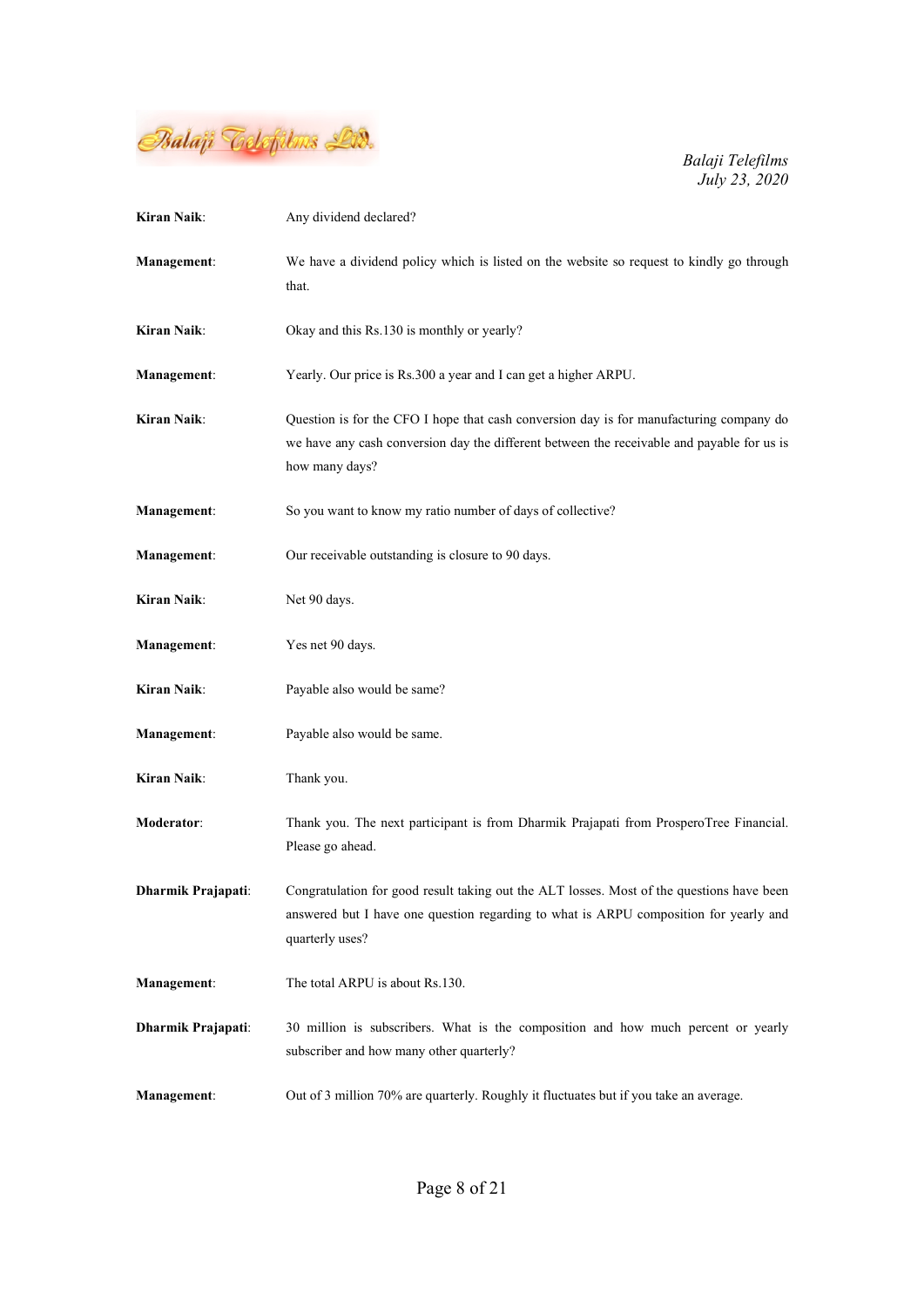**Kiran Naik**: Any dividend declared?

**Management**: We have a dividend policy which is listed on the website so request to kindly go through that.

**Kiran Naik**: Okay and this Rs.130 is monthly or yearly?

**Management**: Yearly. Our price is Rs.300 a year and I can get a higher ARPU.

**Kiran Naik**: Question is for the CFO I hope that cash conversion day is for manufacturing company do we have any cash conversion day the different between the receivable and payable for us is how many days?

**Management**: So you want to know my ratio number of days of collective?

**Management**: Our receivable outstanding is closure to 90 days.

**Kiran Naik**: Net 90 days.

**Management**: Yes net 90 days.

**Kiran Naik**: Payable also would be same?

**Management**: Payable also would be same.

**Kiran Naik**: Thank you.

**Moderator**: Thank you. The next participant is from Dharmik Prajapati from ProsperoTree Financial. Please go ahead.

**Dharmik Prajapati**: Congratulation for good result taking out the ALT losses. Most of the questions have been answered but I have one question regarding to what is ARPU composition for yearly and quarterly uses?

**Management**: The total ARPU is about Rs.130.

**Dharmik Prajapati**: 30 million is subscribers. What is the composition and how much percent or yearly subscriber and how many other quarterly?

**Management**: Out of 3 million 70% are quarterly. Roughly it fluctuates but if you take an average.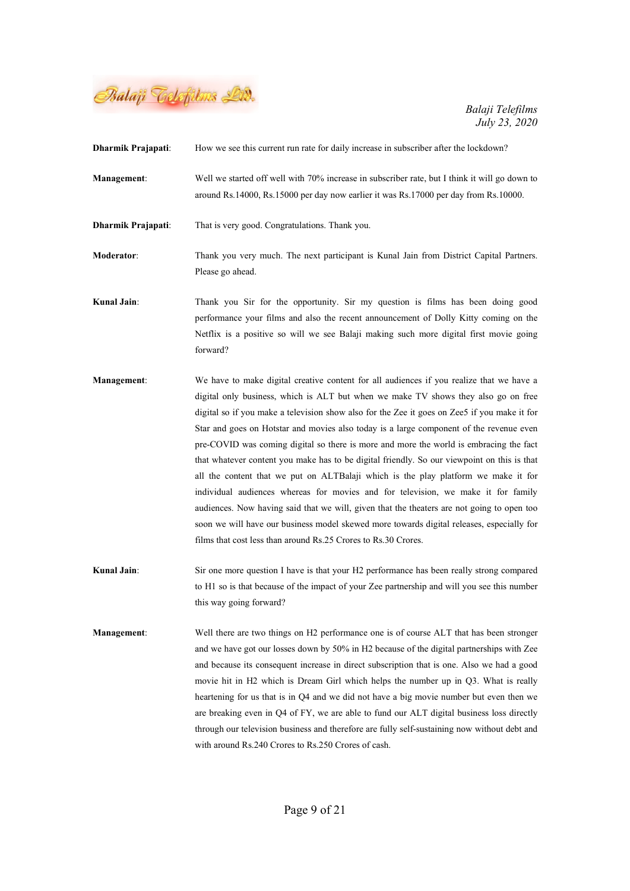**Dharmik Prajapati**: How we see this current run rate for daily increase in subscriber after the lockdown?

**Management**: Well we started off well with 70% increase in subscriber rate, but I think it will go down to around Rs.14000, Rs.15000 per day now earlier it was Rs.17000 per day from Rs.10000.

**Dharmik Prajapati**: That is very good. Congratulations. Thank you.

**Moderator**: Thank you very much. The next participant is Kunal Jain from District Capital Partners. Please go ahead.

**Kunal Jain**: Thank you Sir for the opportunity. Sir my question is films has been doing good performance your films and also the recent announcement of Dolly Kitty coming on the Netflix is a positive so will we see Balaji making such more digital first movie going forward?

**Management**: We have to make digital creative content for all audiences if you realize that we have a digital only business, which is ALT but when we make TV shows they also go on free digital so if you make a television show also for the Zee it goes on Zee5 if you make it for Star and goes on Hotstar and movies also today is a large component of the revenue even pre-COVID was coming digital so there is more and more the world is embracing the fact that whatever content you make has to be digital friendly. So our viewpoint on this is that all the content that we put on ALTBalaji which is the play platform we make it for individual audiences whereas for movies and for television, we make it for family audiences. Now having said that we will, given that the theaters are not going to open too soon we will have our business model skewed more towards digital releases, especially for films that cost less than around Rs.25 Crores to Rs.30 Crores.

**Kunal Jain**: Sir one more question I have is that your H2 performance has been really strong compared to H1 so is that because of the impact of your Zee partnership and will you see this number this way going forward?

**Management**: Well there are two things on H2 performance one is of course ALT that has been stronger and we have got our losses down by 50% in H2 because of the digital partnerships with Zee and because its consequent increase in direct subscription that is one. Also we had a good movie hit in H2 which is Dream Girl which helps the number up in Q3. What is really heartening for us that is in Q4 and we did not have a big movie number but even then we are breaking even in Q4 of FY, we are able to fund our ALT digital business loss directly through our television business and therefore are fully self-sustaining now without debt and with around Rs.240 Crores to Rs.250 Crores of cash.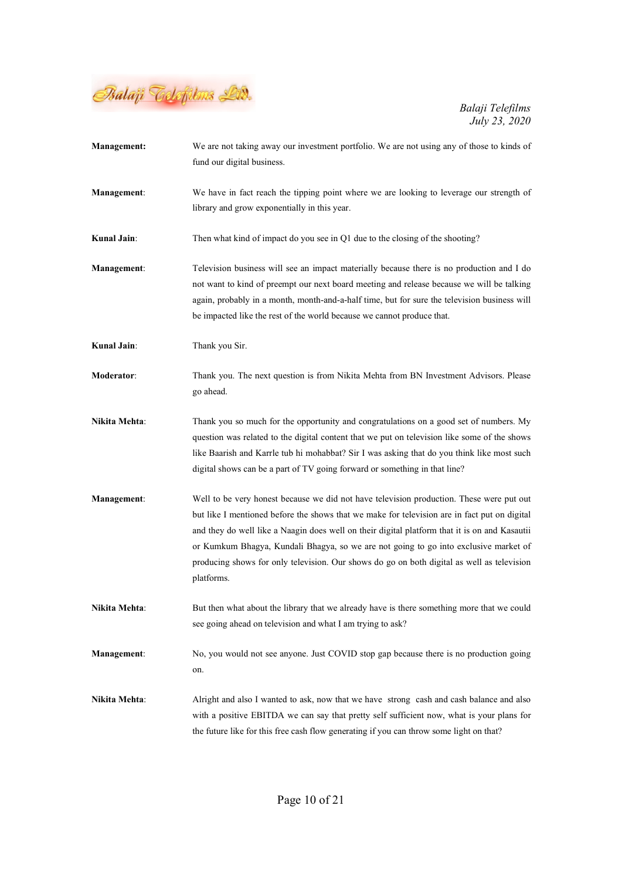**Management:** We are not taking away our investment portfolio. We are not using any of those to kinds of fund our digital business.

**Management**: We have in fact reach the tipping point where we are looking to leverage our strength of library and grow exponentially in this year.

**Kunal Jain**: Then what kind of impact do you see in Q1 due to the closing of the shooting?

**Management**: Television business will see an impact materially because there is no production and I do not want to kind of preempt our next board meeting and release because we will be talking again, probably in a month, month-and-a-half time, but for sure the television business will be impacted like the rest of the world because we cannot produce that.

**Kunal Jain**: Thank you Sir.

**Moderator**: Thank you. The next question is from Nikita Mehta from BN Investment Advisors. Please go ahead.

**Nikita Mehta**: Thank you so much for the opportunity and congratulations on a good set of numbers. My question was related to the digital content that we put on television like some of the shows like Baarish and Karrle tub hi mohabbat? Sir I was asking that do you think like most such digital shows can be a part of TV going forward or something in that line?

**Management**: Well to be very honest because we did not have television production. These were put out but like I mentioned before the shows that we make for television are in fact put on digital and they do well like a Naagin does well on their digital platform that it is on and Kasautii or Kumkum Bhagya, Kundali Bhagya, so we are not going to go into exclusive market of producing shows for only television. Our shows do go on both digital as well as television platforms.

**Nikita Mehta**: But then what about the library that we already have is there something more that we could see going ahead on television and what I am trying to ask?

**Management**: No, you would not see anyone. Just COVID stop gap because there is no production going on.

**Nikita Mehta**: Alright and also I wanted to ask, now that we have strong cash and cash balance and also with a positive EBITDA we can say that pretty self sufficient now, what is your plans for the future like for this free cash flow generating if you can throw some light on that?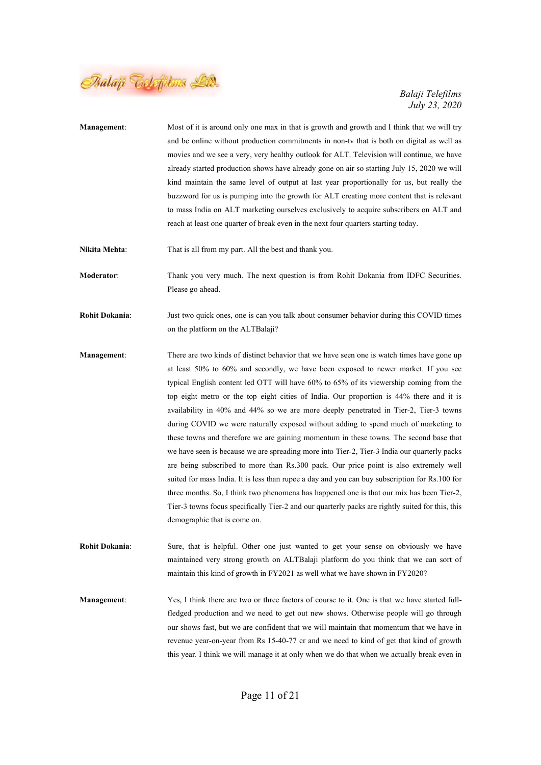**Management**: Most of it is around only one max in that is growth and growth and I think that we will try and be online without production commitments in non-tv that is both on digital as well as movies and we see a very, very healthy outlook for ALT. Television will continue, we have already started production shows have already gone on air so starting July 15, 2020 we will kind maintain the same level of output at last year proportionally for us, but really the buzzword for us is pumping into the growth for ALT creating more content that is relevant to mass India on ALT marketing ourselves exclusively to acquire subscribers on ALT and reach at least one quarter of break even in the next four quarters starting today.

**Nikita Mehta**: That is all from my part. All the best and thank you.

**Moderator**: Thank you very much. The next question is from Rohit Dokania from IDFC Securities. Please go ahead.

**Rohit Dokania**: Just two quick ones, one is can you talk about consumer behavior during this COVID times on the platform on the ALTBalaji?

**Management**: There are two kinds of distinct behavior that we have seen one is watch times have gone up at least 50% to 60% and secondly, we have been exposed to newer market. If you see typical English content led OTT will have 60% to 65% of its viewership coming from the top eight metro or the top eight cities of India. Our proportion is 44% there and it is availability in 40% and 44% so we are more deeply penetrated in Tier-2, Tier-3 towns during COVID we were naturally exposed without adding to spend much of marketing to these towns and therefore we are gaining momentum in these towns. The second base that we have seen is because we are spreading more into Tier-2, Tier-3 India our quarterly packs are being subscribed to more than Rs.300 pack. Our price point is also extremely well suited for mass India. It is less than rupee a day and you can buy subscription for Rs.100 for three months. So, I think two phenomena has happened one is that our mix has been Tier-2, Tier-3 towns focus specifically Tier-2 and our quarterly packs are rightly suited for this, this demographic that is come on.

**Rohit Dokania**: Sure, that is helpful. Other one just wanted to get your sense on obviously we have maintained very strong growth on ALTBalaji platform do you think that we can sort of maintain this kind of growth in FY2021 as well what we have shown in FY2020?

**Management**: Yes, I think there are two or three factors of course to it. One is that we have started full-fledged production and we need to get out new shows. Otherwise people will go through our shows fast, but we are confident that we will maintain that momentum that we have in revenue year-on-year from Rs 15-40-77 cr and we need to kind of get that kind of growth this year. I think we will manage it at only when we do that when we actually break even in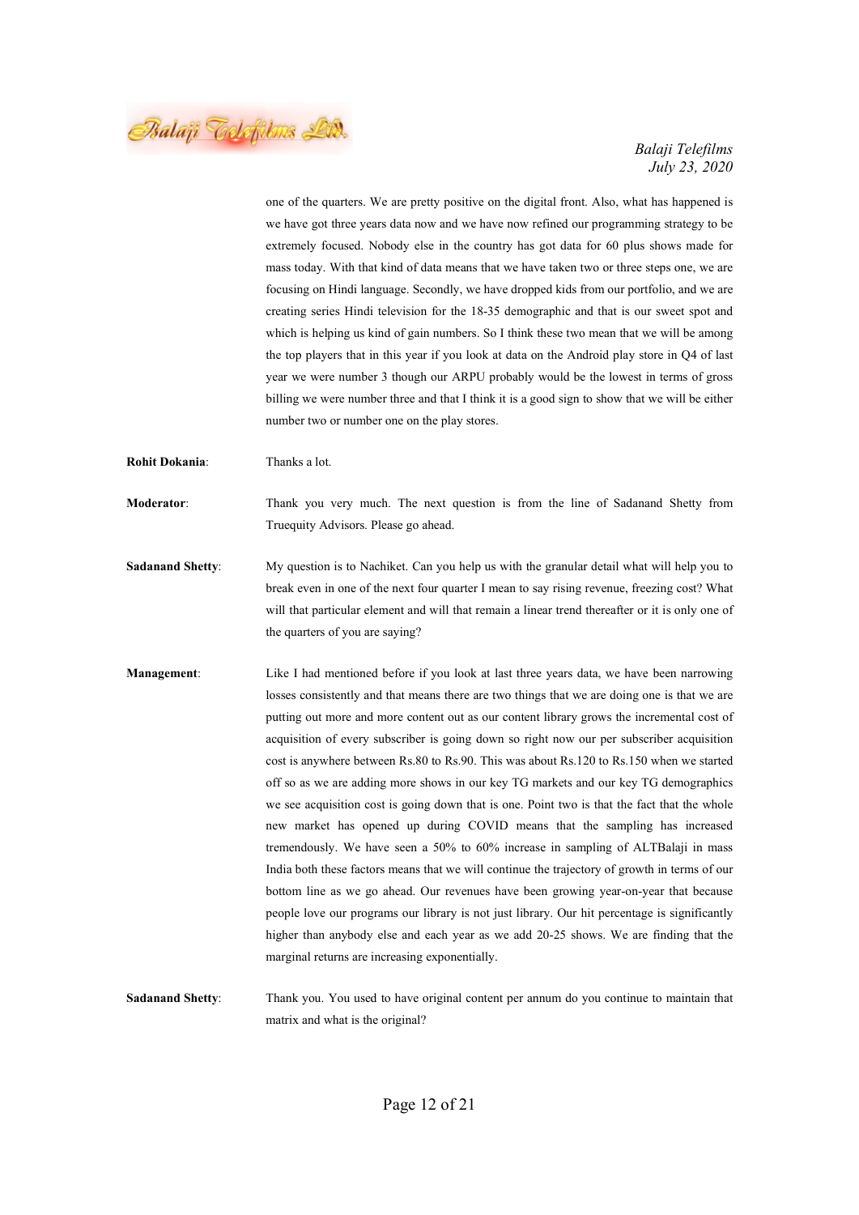one of the quarters. We are pretty positive on the digital front. Also, what has happened is we have got three years data now and we have now refined our programming strategy to be extremely focused. Nobody else in the country has got data for 60 plus shows made for mass today. With that kind of data means that we have taken two or three steps one, we are focusing on Hindi language. Secondly, we have dropped kids from our portfolio, and we are creating series Hindi television for the 18-35 demographic and that is our sweet spot and which is helping us kind of gain numbers. So I think these two mean that we will be among the top players that in this year if you look at data on the Android play store in Q4 of last year we were number 3 though our ARPU probably would be the lowest in terms of gross billing we were number three and that I think it is a good sign to show that we will be either number two or number one on the play stores.

**Rohit Dokania**: Thanks a lot.

**Moderator**: Thank you very much. The next question is from the line of Sadanand Shetty from Truequity Advisors. Please go ahead.

**Sadanand Shetty**: My question is to Nachiket. Can you help us with the granular detail what will help you to break even in one of the next four quarter I mean to say rising revenue, freezing cost? What will that particular element and will that remain a linear trend thereafter or it is only one of the quarters of you are saying?

**Management**: Like I had mentioned before if you look at last three years data, we have been narrowing losses consistently and that means there are two things that we are doing one is that we are putting out more and more content out as our content library grows the incremental cost of acquisition of every subscriber is going down so right now our per subscriber acquisition cost is anywhere between Rs.80 to Rs.90. This was about Rs.120 to Rs.150 when we started off so as we are adding more shows in our key TG markets and our key TG demographics we see acquisition cost is going down that is one. Point two is that the fact that the whole new market has opened up during COVID means that the sampling has increased tremendously. We have seen a 50% to 60% increase in sampling of ALTBalaji in mass India both these factors means that we will continue the trajectory of growth in terms of our bottom line as we go ahead. Our revenues have been growing year-on-year that because people love our programs our library is not just library. Our hit percentage is significantly higher than anybody else and each year as we add 20-25 shows. We are finding that the marginal returns are increasing exponentially.

**Sadanand Shetty**: Thank you. You used to have original content per annum do you continue to maintain that matrix and what is the original?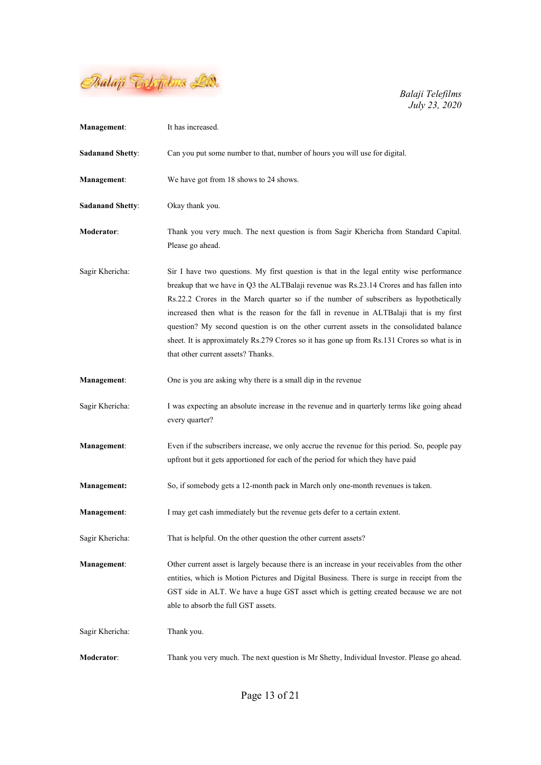**Management**: It has increased.

**Sadanand Shetty**: Can you put some number to that, number of hours you will use for digital.

**Management**: We have got from 18 shows to 24 shows.

**Sadanand Shetty**: Okay thank you.

**Moderator**: Thank you very much. The next question is from Sagir Khericha from Standard Capital. Please go ahead.

Sagir Khericha: Sir I have two questions. My first question is that in the legal entity wise performance breakup that we have in Q3 the ALTBalaji revenue was Rs.23.14 Crores and has fallen into Rs.22.2 Crores in the March quarter so if the number of subscribers as hypothetically increased then what is the reason for the fall in revenue in ALTBalaji that is my first question? My second question is on the other current assets in the consolidated balance sheet. It is approximately Rs.279 Crores so it has gone up from Rs.131 Crores so what is in that other current assets? Thanks.

**Management**: One is you are asking why there is a small dip in the revenue

Sagir Khericha: I was expecting an absolute increase in the revenue and in quarterly terms like going ahead every quarter?

**Management**: Even if the subscribers increase, we only accrue the revenue for this period. So, people pay upfront but it gets apportioned for each of the period for which they have paid

**Management:** So, if somebody gets a 12-month pack in March only one-month revenues is taken.

**Management**: I may get cash immediately but the revenue gets defer to a certain extent.

Sagir Khericha: That is helpful. On the other question the other current assets?

**Management**: Other current asset is largely because there is an increase in your receivables from the other entities, which is Motion Pictures and Digital Business. There is surge in receipt from the GST side in ALT. We have a huge GST asset which is getting created because we are not able to absorb the full GST assets.

Sagir Khericha: Thank you.

**Moderator**: Thank you very much. The next question is Mr Shetty, Individual Investor. Please go ahead.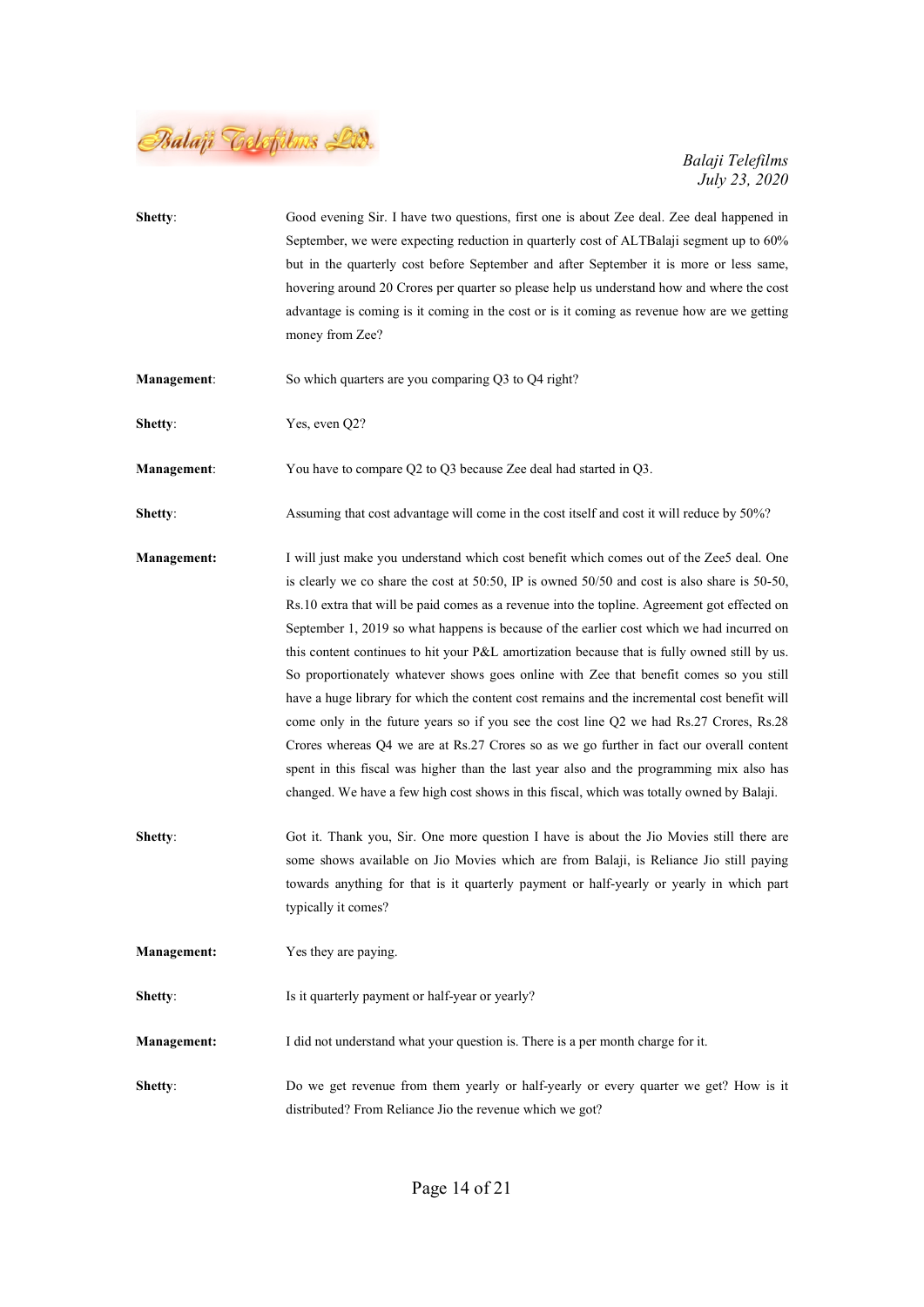**Shetty**: Good evening Sir. I have two questions, first one is about Zee deal. Zee deal happened in September, we were expecting reduction in quarterly cost of ALTBalaji segment up to 60% but in the quarterly cost before September and after September it is more or less same, hovering around 20 Crores per quarter so please help us understand how and where the cost advantage is coming is it coming in the cost or is it coming as revenue how are we getting money from Zee?

**Management**: So which quarters are you comparing Q3 to Q4 right?

**Shetty**: Yes, even Q2?

**Management**: You have to compare Q2 to Q3 because Zee deal had started in Q3.

**Shetty**: Assuming that cost advantage will come in the cost itself and cost it will reduce by 50%?

**Management:** I will just make you understand which cost benefit which comes out of the Zee5 deal. One is clearly we co share the cost at 50:50, IP is owned 50/50 and cost is also share is 50-50, Rs.10 extra that will be paid comes as a revenue into the topline. Agreement got effected on September 1, 2019 so what happens is because of the earlier cost which we had incurred on this content continues to hit your P&L amortization because that is fully owned still by us. So proportionately whatever shows goes online with Zee that benefit comes so you still have a huge library for which the content cost remains and the incremental cost benefit will come only in the future years so if you see the cost line Q2 we had Rs.27 Crores, Rs.28 Crores whereas Q4 we are at Rs.27 Crores so as we go further in fact our overall content spent in this fiscal was higher than the last year also and the programming mix also has changed. We have a few high cost shows in this fiscal, which was totally owned by Balaji.

**Shetty**: Got it. Thank you, Sir. One more question I have is about the Jio Movies still there are some shows available on Jio Movies which are from Balaji, is Reliance Jio still paying towards anything for that is it quarterly payment or half-yearly or yearly in which part typically it comes?

**Management:** Yes they are paying.

**Shetty**: Is it quarterly payment or half-year or yearly?

**Management:** I did not understand what your question is. There is a per month charge for it.

**Shetty**: Do we get revenue from them yearly or half-yearly or every quarter we get? How is it distributed? From Reliance Jio the revenue which we got?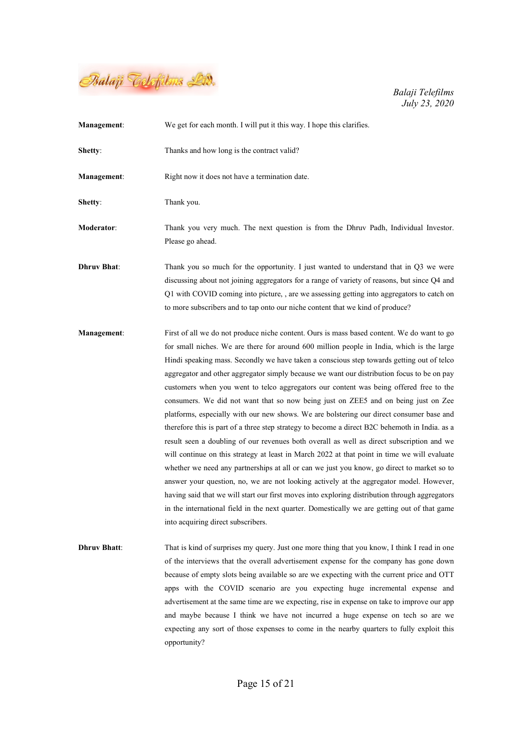**Management**: We get for each month. I will put it this way. I hope this clarifies.

**Shetty**: Thanks and how long is the contract valid?

**Management**: Right now it does not have a termination date.

**Shetty**: Thank you.

**Moderator**: Thank you very much. The next question is from the Dhruv Padh, Individual Investor. Please go ahead.

**Dhruv Bhat**: Thank you so much for the opportunity. I just wanted to understand that in Q3 we were discussing about not joining aggregators for a range of variety of reasons, but since Q4 and Q1 with COVID coming into picture, , are we assessing getting into aggregators to catch on to more subscribers and to tap onto our niche content that we kind of produce?

**Management**: First of all we do not produce niche content. Ours is mass based content. We do want to go for small niches. We are there for around 600 million people in India, which is the large Hindi speaking mass. Secondly we have taken a conscious step towards getting out of telco aggregator and other aggregator simply because we want our distribution focus to be on pay customers when you went to telco aggregators our content was being offered free to the consumers. We did not want that so now being just on ZEE5 and on being just on Zee platforms, especially with our new shows. We are bolstering our direct consumer base and therefore this is part of a three step strategy to become a direct B2C behemoth in India. as a result seen a doubling of our revenues both overall as well as direct subscription and we will continue on this strategy at least in March 2022 at that point in time we will evaluate whether we need any partnerships at all or can we just you know, go direct to market so to answer your question, no, we are not looking actively at the aggregator model. However, having said that we will start our first moves into exploring distribution through aggregators in the international field in the next quarter. Domestically we are getting out of that game into acquiring direct subscribers.

**Dhruv Bhatt**: That is kind of surprises my query. Just one more thing that you know, I think I read in one of the interviews that the overall advertisement expense for the company has gone down because of empty slots being available so are we expecting with the current price and OTT apps with the COVID scenario are you expecting huge incremental expense and advertisement at the same time are we expecting, rise in expense on take to improve our app and maybe because I think we have not incurred a huge expense on tech so are we expecting any sort of those expenses to come in the nearby quarters to fully exploit this opportunity?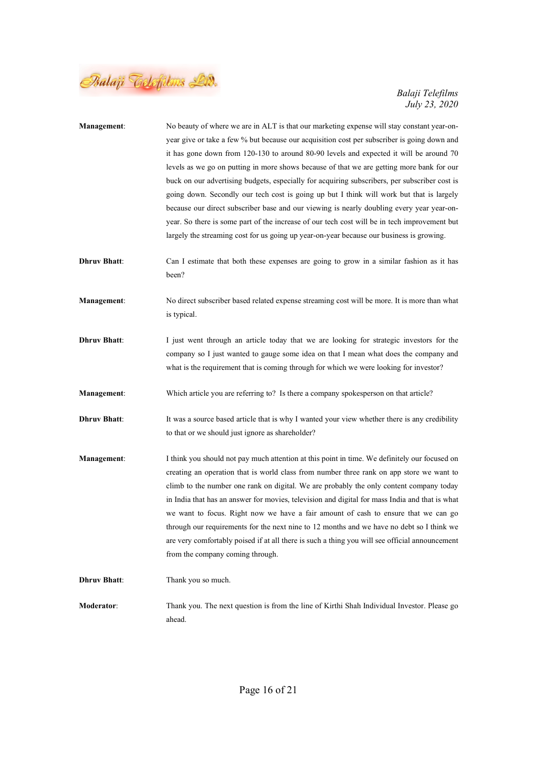**Management**: No beauty of where we are in ALT is that our marketing expense will stay constant year-on-year give or take a few % but because our acquisition cost per subscriber is going down and it has gone down from 120-130 to around 80-90 levels and expected it will be around 70 levels as we go on putting in more shows because of that we are getting more bank for our buck on our advertising budgets, especially for acquiring subscribers, per subscriber cost is going down. Secondly our tech cost is going up but I think will work but that is largely because our direct subscriber base and our viewing is nearly doubling every year year-on-year. So there is some part of the increase of our tech cost will be in tech improvement but largely the streaming cost for us going up year-on-year because our business is growing.

**Dhruv Bhatt**: Can I estimate that both these expenses are going to grow in a similar fashion as it has been?

**Management**: No direct subscriber based related expense streaming cost will be more. It is more than what is typical.

**Dhruv Bhatt**: I just went through an article today that we are looking for strategic investors for the company so I just wanted to gauge some idea on that I mean what does the company and what is the requirement that is coming through for which we were looking for investor?

**Management**: Which article you are referring to? Is there a company spokesperson on that article?

**Dhruv Bhatt**: It was a source based article that is why I wanted your view whether there is any credibility to that or we should just ignore as shareholder?

**Management**: I think you should not pay much attention at this point in time. We definitely our focused on creating an operation that is world class from number three rank on app store we want to climb to the number one rank on digital. We are probably the only content company today in India that has an answer for movies, television and digital for mass India and that is what we want to focus. Right now we have a fair amount of cash to ensure that we can go through our requirements for the next nine to 12 months and we have no debt so I think we are very comfortably poised if at all there is such a thing you will see official announcement from the company coming through.

**Dhruv Bhatt**: Thank you so much.

**Moderator**: Thank you. The next question is from the line of Kirthi Shah Individual Investor. Please go ahead.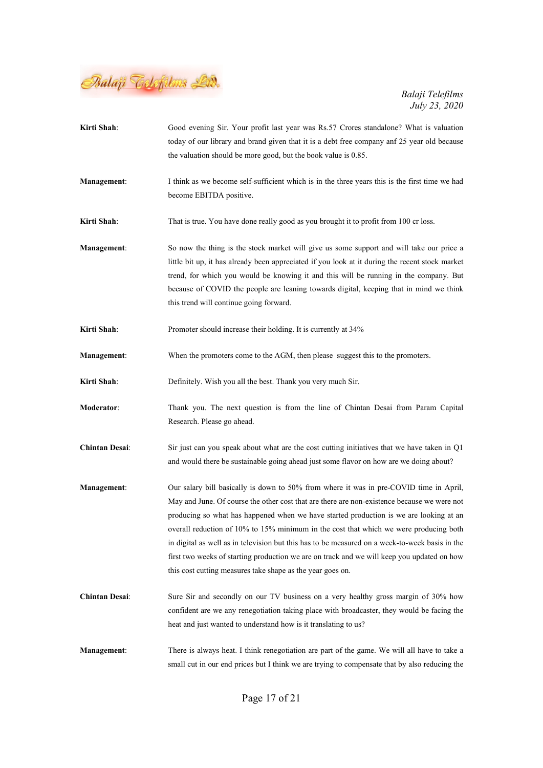**Kirti Shah**: Good evening Sir. Your profit last year was Rs.57 Crores standalone? What is valuation today of our library and brand given that it is a debt free company anf 25 year old because the valuation should be more good, but the book value is 0.85.

**Management**: I think as we become self-sufficient which is in the three years this is the first time we had become EBITDA positive.

**Kirti Shah**: That is true. You have done really good as you brought it to profit from 100 cr loss.

**Management**: So now the thing is the stock market will give us some support and will take our price a little bit up, it has already been appreciated if you look at it during the recent stock market trend, for which you would be knowing it and this will be running in the company. But because of COVID the people are leaning towards digital, keeping that in mind we think this trend will continue going forward.

**Kirti Shah**: Promoter should increase their holding. It is currently at 34%

**Management**: When the promoters come to the AGM, then please suggest this to the promoters.

**Kirti Shah**: Definitely. Wish you all the best. Thank you very much Sir.

**Moderator**: Thank you. The next question is from the line of Chintan Desai from Param Capital Research. Please go ahead.

**Chintan Desai**: Sir just can you speak about what are the cost cutting initiatives that we have taken in Q1 and would there be sustainable going ahead just some flavor on how are we doing about?

**Management**: Our salary bill basically is down to 50% from where it was in pre-COVID time in April, May and June. Of course the other cost that are there are non-existence because we were not producing so what has happened when we have started production is we are looking at an overall reduction of 10% to 15% minimum in the cost that which we were producing both in digital as well as in television but this has to be measured on a week-to-week basis in the first two weeks of starting production we are on track and we will keep you updated on how this cost cutting measures take shape as the year goes on.

**Chintan Desai**: Sure Sir and secondly on our TV business on a very healthy gross margin of 30% how confident are we any renegotiation taking place with broadcaster, they would be facing the heat and just wanted to understand how is it translating to us?

**Management**: There is always heat. I think renegotiation are part of the game. We will all have to take a small cut in our end prices but I think we are trying to compensate that by also reducing the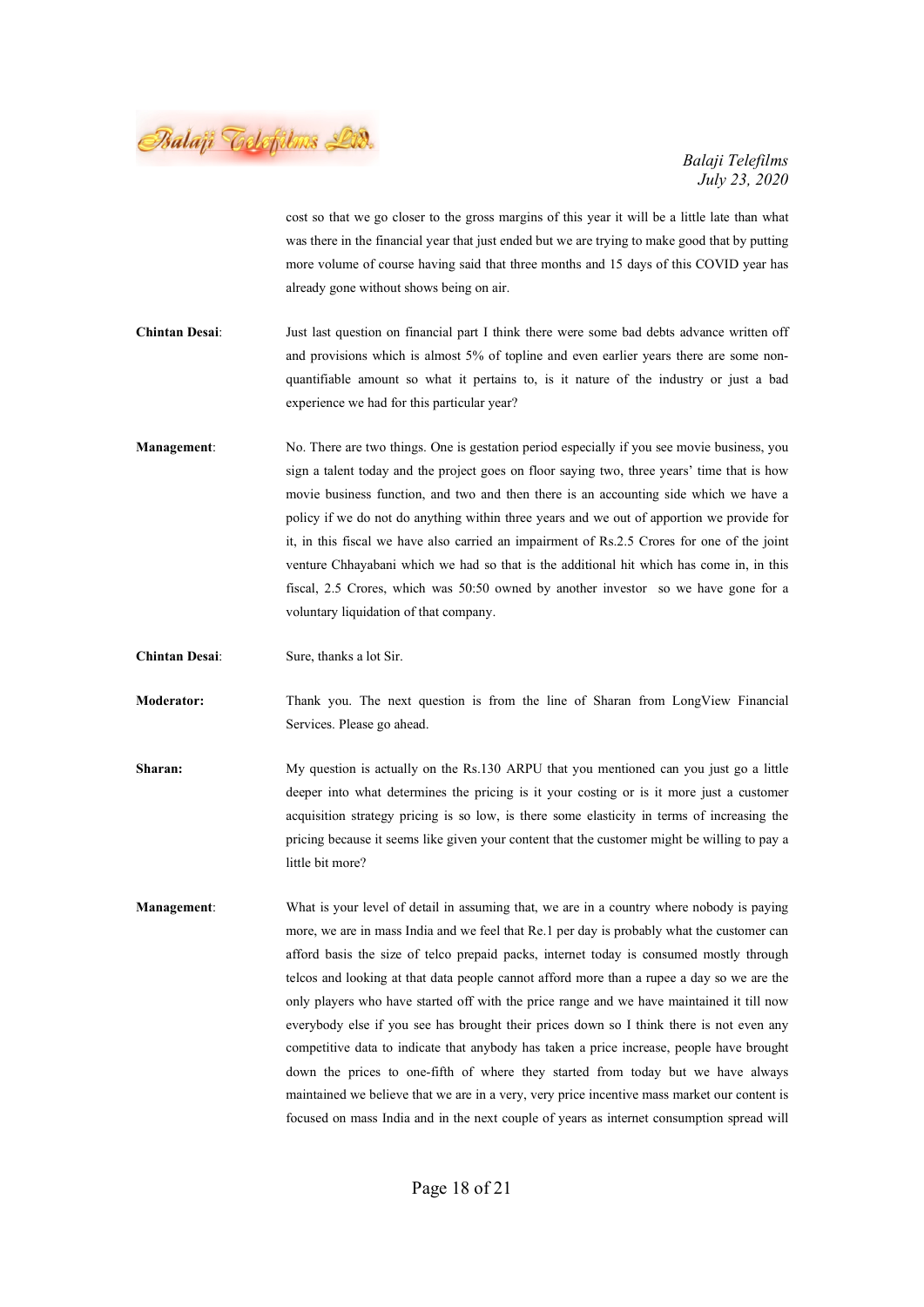cost so that we go closer to the gross margins of this year it will be a little late than what was there in the financial year that just ended but we are trying to make good that by putting more volume of course having said that three months and 15 days of this COVID year has already gone without shows being on air.

**Chintan Desai**: Just last question on financial part I think there were some bad debts advance written off and provisions which is almost 5% of topline and even earlier years there are some non-quantifiable amount so what it pertains to, is it nature of the industry or just a bad experience we had for this particular year?

**Management**: No. There are two things. One is gestation period especially if you see movie business, you sign a talent today and the project goes on floor saying two, three years' time that is how movie business function, and two and then there is an accounting side which we have a policy if we do not do anything within three years and we out of apportion we provide for it, in this fiscal we have also carried an impairment of Rs.2.5 Crores for one of the joint venture Chhayabani which we had so that is the additional hit which has come in, in this fiscal, 2.5 Crores, which was 50:50 owned by another investor so we have gone for a voluntary liquidation of that company.

**Chintan Desai**: Sure, thanks a lot Sir.

**Moderator:** Thank you. The next question is from the line of Sharan from LongView Financial Services. Please go ahead.

**Sharan:** My question is actually on the Rs.130 ARPU that you mentioned can you just go a little deeper into what determines the pricing is it your costing or is it more just a customer acquisition strategy pricing is so low, is there some elasticity in terms of increasing the pricing because it seems like given your content that the customer might be willing to pay a little bit more?

**Management**: What is your level of detail in assuming that, we are in a country where nobody is paying more, we are in mass India and we feel that Re.1 per day is probably what the customer can afford basis the size of telco prepaid packs, internet today is consumed mostly through telcos and looking at that data people cannot afford more than a rupee a day so we are the only players who have started off with the price range and we have maintained it till now everybody else if you see has brought their prices down so I think there is not even any competitive data to indicate that anybody has taken a price increase, people have brought down the prices to one-fifth of where they started from today but we have always maintained we believe that we are in a very, very price incentive mass market our content is focused on mass India and in the next couple of years as internet consumption spread will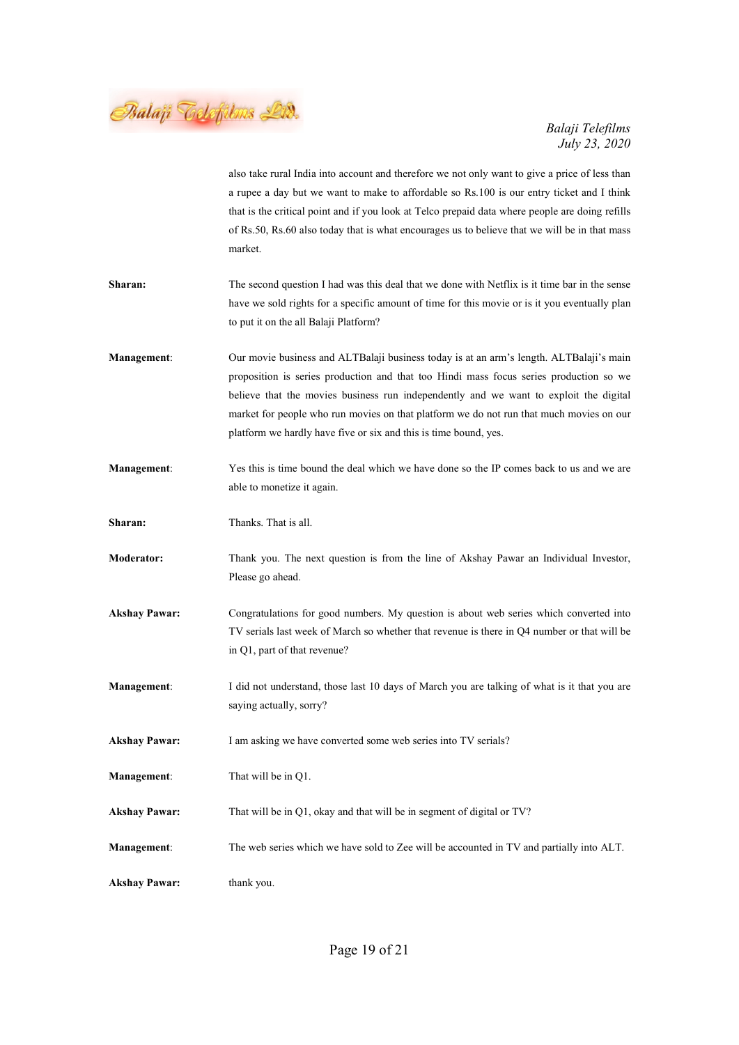also take rural India into account and therefore we not only want to give a price of less than a rupee a day but we want to make to affordable so Rs.100 is our entry ticket and I think that is the critical point and if you look at Telco prepaid data where people are doing refills of Rs.50, Rs.60 also today that is what encourages us to believe that we will be in that mass market.

**Sharan:** The second question I had was this deal that we done with Netflix is it time bar in the sense have we sold rights for a specific amount of time for this movie or is it you eventually plan to put it on the all Balaji Platform?

**Management**: Our movie business and ALTBalaji business today is at an arm's length. ALTBalaji's main proposition is series production and that too Hindi mass focus series production so we believe that the movies business run independently and we want to exploit the digital market for people who run movies on that platform we do not run that much movies on our platform we hardly have five or six and this is time bound, yes.

**Management**: Yes this is time bound the deal which we have done so the IP comes back to us and we are able to monetize it again.

**Sharan:** Thanks. That is all.

**Moderator:** Thank you. The next question is from the line of Akshay Pawar an Individual Investor, Please go ahead.

**Akshay Pawar:** Congratulations for good numbers. My question is about web series which converted into TV serials last week of March so whether that revenue is there in Q4 number or that will be in Q1, part of that revenue?

**Management**: I did not understand, those last 10 days of March you are talking of what is it that you are saying actually, sorry?

**Akshay Pawar:** I am asking we have converted some web series into TV serials?

**Management**: That will be in Q1.

**Akshay Pawar:** That will be in Q1, okay and that will be in segment of digital or TV?

**Management**: The web series which we have sold to Zee will be accounted in TV and partially into ALT.

**Akshay Pawar:** thank you.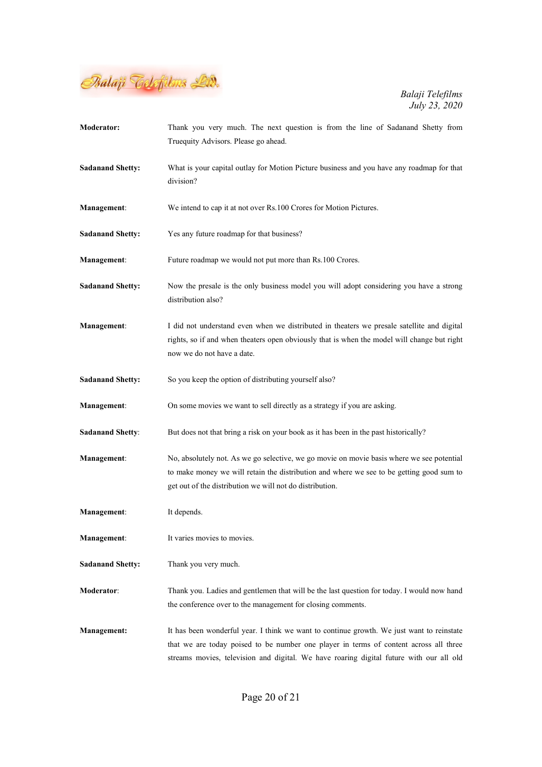**Moderator:** Thank you very much. The next question is from the line of Sadanand Shetty from Truequity Advisors. Please go ahead.

**Sadanand Shetty:** What is your capital outlay for Motion Picture business and you have any roadmap for that division?

**Management**: We intend to cap it at not over Rs.100 Crores for Motion Pictures.

**Sadanand Shetty:** Yes any future roadmap for that business?

**Management**: Future roadmap we would not put more than Rs.100 Crores.

**Sadanand Shetty:** Now the presale is the only business model you will adopt considering you have a strong distribution also?

**Management**: I did not understand even when we distributed in theaters we presale satellite and digital rights, so if and when theaters open obviously that is when the model will change but right now we do not have a date.

**Sadanand Shetty:** So you keep the option of distributing yourself also?

**Management**: On some movies we want to sell directly as a strategy if you are asking.

**Sadanand Shetty**: But does not that bring a risk on your book as it has been in the past historically?

**Management**: No, absolutely not. As we go selective, we go movie on movie basis where we see potential to make money we will retain the distribution and where we see to be getting good sum to get out of the distribution we will not do distribution.

**Management**: It depends.

**Management**: It varies movies to movies.

**Sadanand Shetty:** Thank you very much.

**Moderator**: Thank you. Ladies and gentlemen that will be the last question for today. I would now hand the conference over to the management for closing comments.

**Management:** It has been wonderful year. I think we want to continue growth. We just want to reinstate that we are today poised to be number one player in terms of content across all three streams movies, television and digital. We have roaring digital future with our all old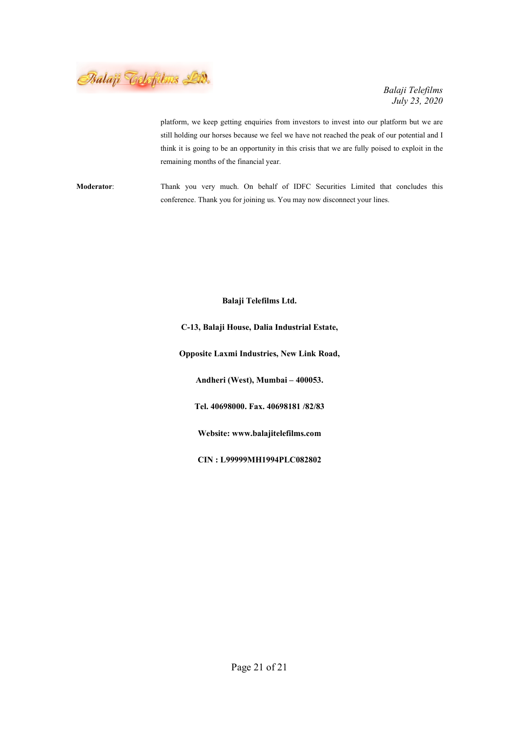platform, we keep getting enquiries from investors to invest into our platform but we are still holding our horses because we feel we have not reached the peak of our potential and I think it is going to be an opportunity in this crisis that we are fully poised to exploit in the remaining months of the financial year.

**Moderator**: Thank you very much. On behalf of IDFC Securities Limited that concludes this conference. Thank you for joining us. You may now disconnect your lines.

**Balaji Telefilms Ltd.**

**C-13, Balaji House, Dalia Industrial Estate,**

**Opposite Laxmi Industries, New Link Road,**

**Andheri (West), Mumbai – 400053.**

**Tel. 40698000. Fax. 40698181 /82/83**

**Website: www.balajitelefilms.com**

**CIN : L99999MH1994PLC082802**